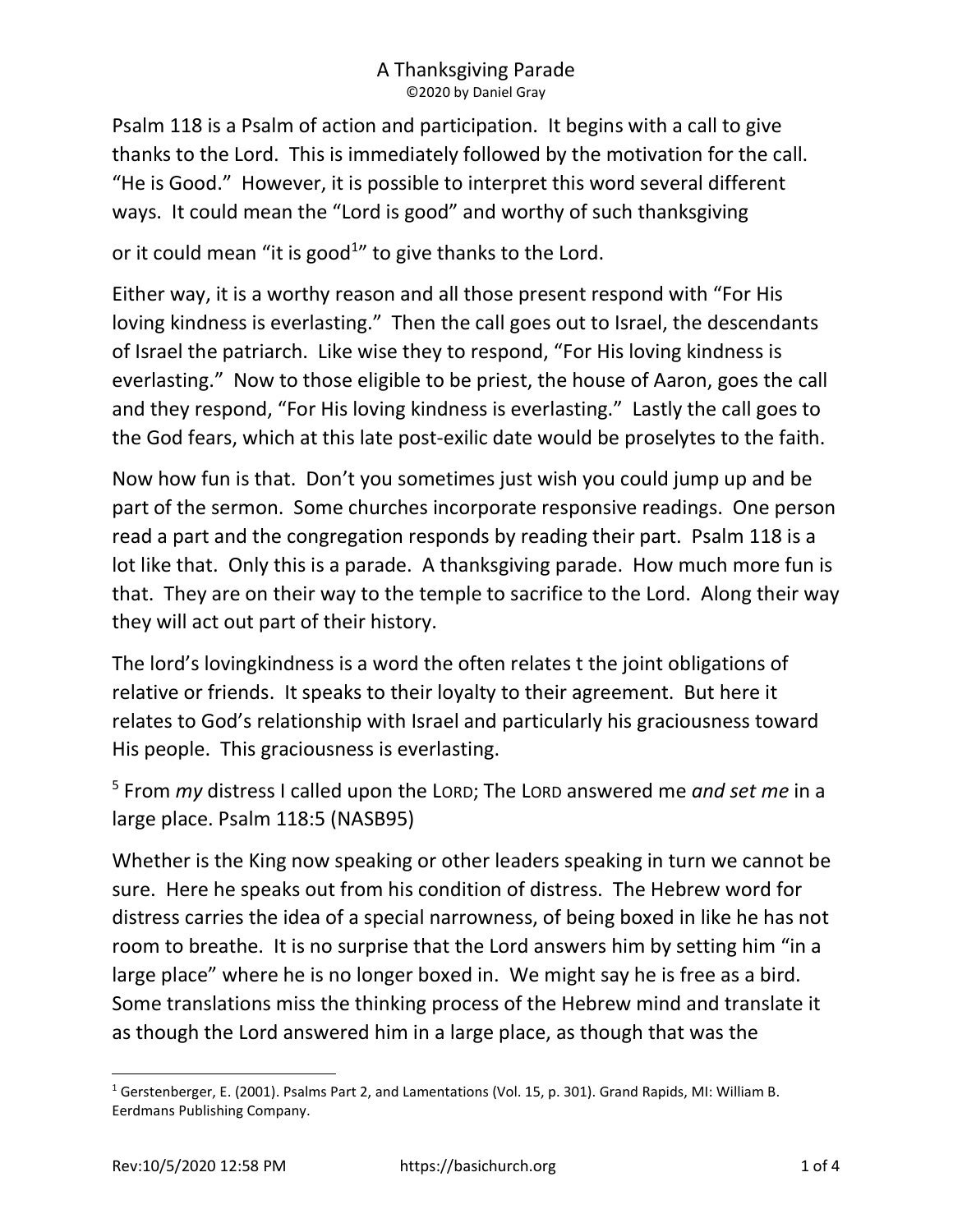# A Thanksgiving Parade

©2020 by Daniel Gray

Psalm 118 is a Psalm of action and participation. It begins with a call to give thanks to the Lord. This is immediately followed by the motivation for the call. “He is Good.” However, it is possible to interpret this word several different ways. It could mean the “Lord is good” and worthy of such thanksgiving or it could mean “it is good[1]” to give thanks to the Lord.

Either way, it is a worthy reason and all those present respond with “For His loving kindness is everlasting.” Then the call goes out to Israel, the descendants of Israel the patriarch. Like wise they to respond, “For His loving kindness is everlasting.” Now to those eligible to be priest, the house of Aaron, goes the call and they respond, “For His loving kindness is everlasting.” Lastly the call goes to the God fears, which at this late post-exilic date would be proselytes to the faith.

Now how fun is that. Don’t you sometimes just wish you could jump up and be part of the sermon. Some churches incorporate responsive readings. One person read a part and the congregation responds by reading their part. Psalm 118 is a lot like that. Only this is a parade. A thanksgiving parade. How much more fun is that. They are on their way to the temple to sacrifice to the Lord. Along their way they will act out part of their history.

The lord’s lovingkindness is a word the often relates t the joint obligations of relative or friends. It speaks to their loyalty to their agreement. But here it relates to God’s relationship with Israel and particularly his graciousness toward His people. This graciousness is everlasting.

[5] From *my* distress I called upon the LORD; The LORD answered me *and set me* in a large place. Psalm 118:5 (NASB95)

Whether is the King now speaking or other leaders speaking in turn we cannot be sure. Here he speaks out from his condition of distress. The Hebrew word for distress carries the idea of a special narrowness, of being boxed in like he has not room to breathe. It is no surprise that the Lord answers him by setting him “in a large place” where he is no longer boxed in. We might say he is free as a bird. Some translations miss the thinking process of the Hebrew mind and translate it as though the Lord answered him in a large place, as though that was the

---

[1] Gerstenberger, E. (2001). Psalms Part 2, and Lamentations (Vol. 15, p. 301). Grand Rapids, MI: William B. Eerdmans Publishing Company.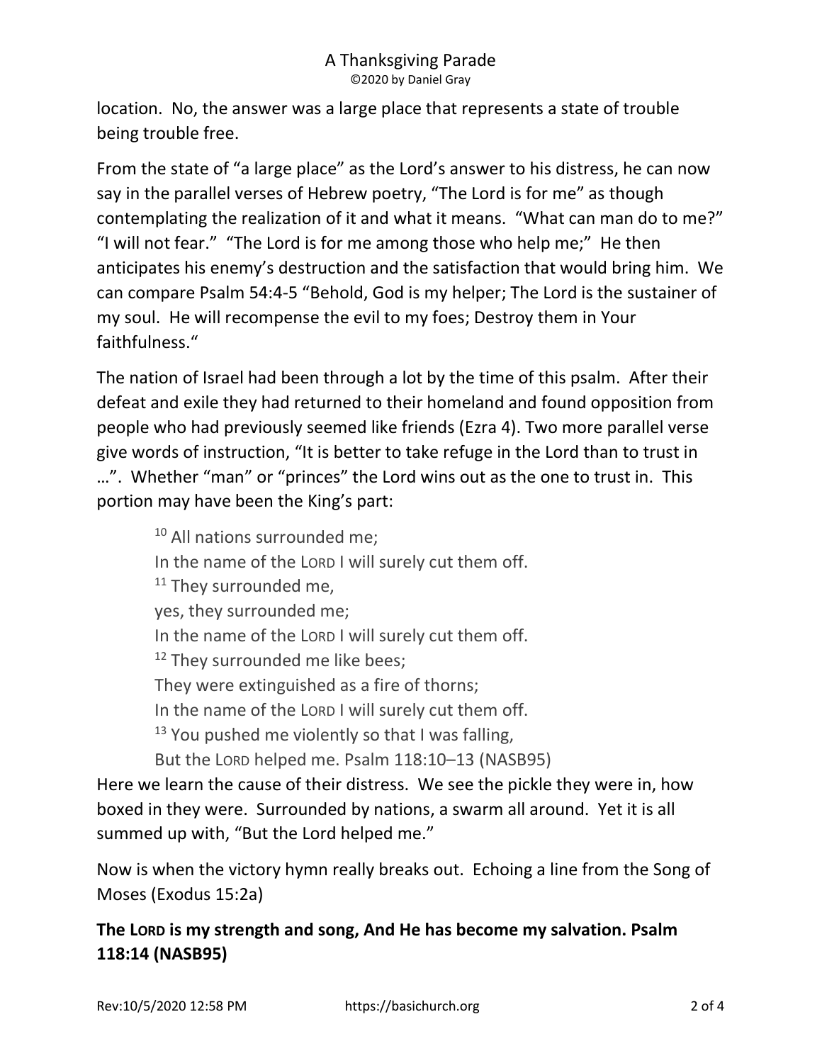location. No, the answer was a large place that represents a state of trouble being trouble free.

From the state of "a large place" as the Lord's answer to his distress, he can now say in the parallel verses of Hebrew poetry, "The Lord is for me" as though contemplating the realization of it and what it means. "What can man do to me?" "I will not fear." "The Lord is for me among those who help me;" He then anticipates his enemy's destruction and the satisfaction that would bring him. We can compare Psalm 54:4-5 "Behold, God is my helper; The Lord is the sustainer of my soul. He will recompense the evil to my foes; Destroy them in Your faithfulness."

The nation of Israel had been through a lot by the time of this psalm. After their defeat and exile they had returned to their homeland and found opposition from people who had previously seemed like friends (Ezra 4). Two more parallel verse give words of instruction, "It is better to take refuge in the Lord than to trust in …". Whether "man" or "princes" the Lord wins out as the one to trust in. This portion may have been the King's part:

> [10] All nations surrounded me;
> In the name of the LORD I will surely cut them off.
> [11] They surrounded me,
> yes, they surrounded me;
> In the name of the LORD I will surely cut them off.
> [12] They surrounded me like bees;
> They were extinguished as a fire of thorns;
> In the name of the LORD I will surely cut them off.
> [13] You pushed me violently so that I was falling,
> But the LORD helped me. Psalm 118:10–13 (NASB95)

Here we learn the cause of their distress. We see the pickle they were in, how boxed in they were. Surrounded by nations, a swarm all around. Yet it is all summed up with, "But the Lord helped me."

Now is when the victory hymn really breaks out. Echoing a line from the Song of Moses (Exodus 15:2a)

**The LORD is my strength and song, And He has become my salvation. Psalm 118:14 (NASB95)**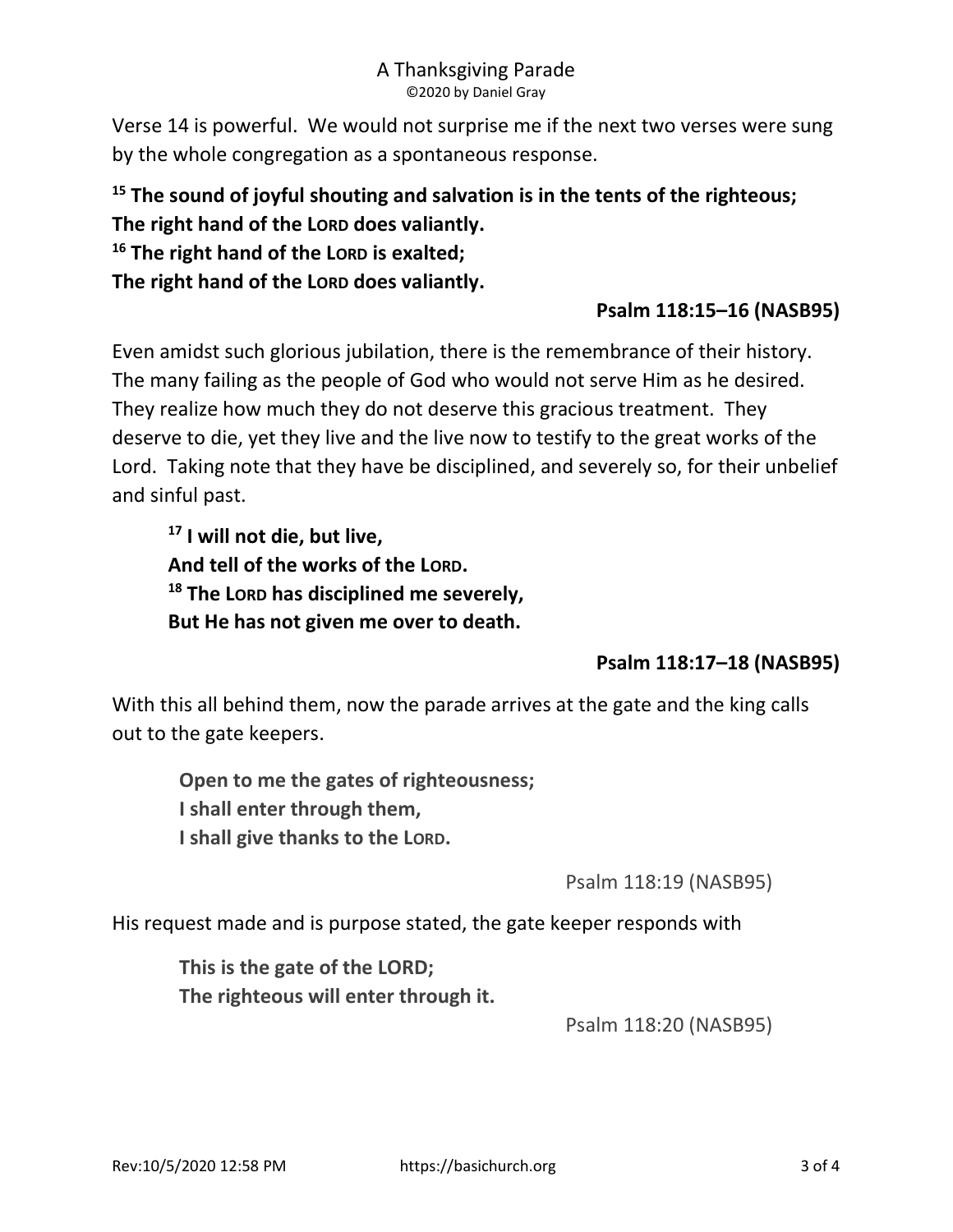Verse 14 is powerful. We would not surprise me if the next two verses were sung by the whole congregation as a spontaneous response.

**[15] The sound of joyful shouting and salvation is in the tents of the righteous;**
**The right hand of the LORD does valiantly.**
**[16] The right hand of the LORD is exalted;**
**The right hand of the LORD does valiantly.**

**Psalm 118:15–16 (NASB95)**

Even amidst such glorious jubilation, there is the remembrance of their history. The many failing as the people of God who would not serve Him as he desired. They realize how much they do not deserve this gracious treatment. They deserve to die, yet they live and the live now to testify to the great works of the Lord. Taking note that they have be disciplined, and severely so, for their unbelief and sinful past.

> **[17] I will not die, but live,**
> **And tell of the works of the LORD.**
> **[18] The LORD has disciplined me severely,**
> **But He has not given me over to death.**

**Psalm 118:17–18 (NASB95)**

With this all behind them, now the parade arrives at the gate and the king calls out to the gate keepers.

> **Open to me the gates of righteousness;**
> **I shall enter through them,**
> **I shall give thanks to the LORD.**

Psalm 118:19 (NASB95)

His request made and is purpose stated, the gate keeper responds with

> **This is the gate of the LORD;**
> **The righteous will enter through it.**

Psalm 118:20 (NASB95)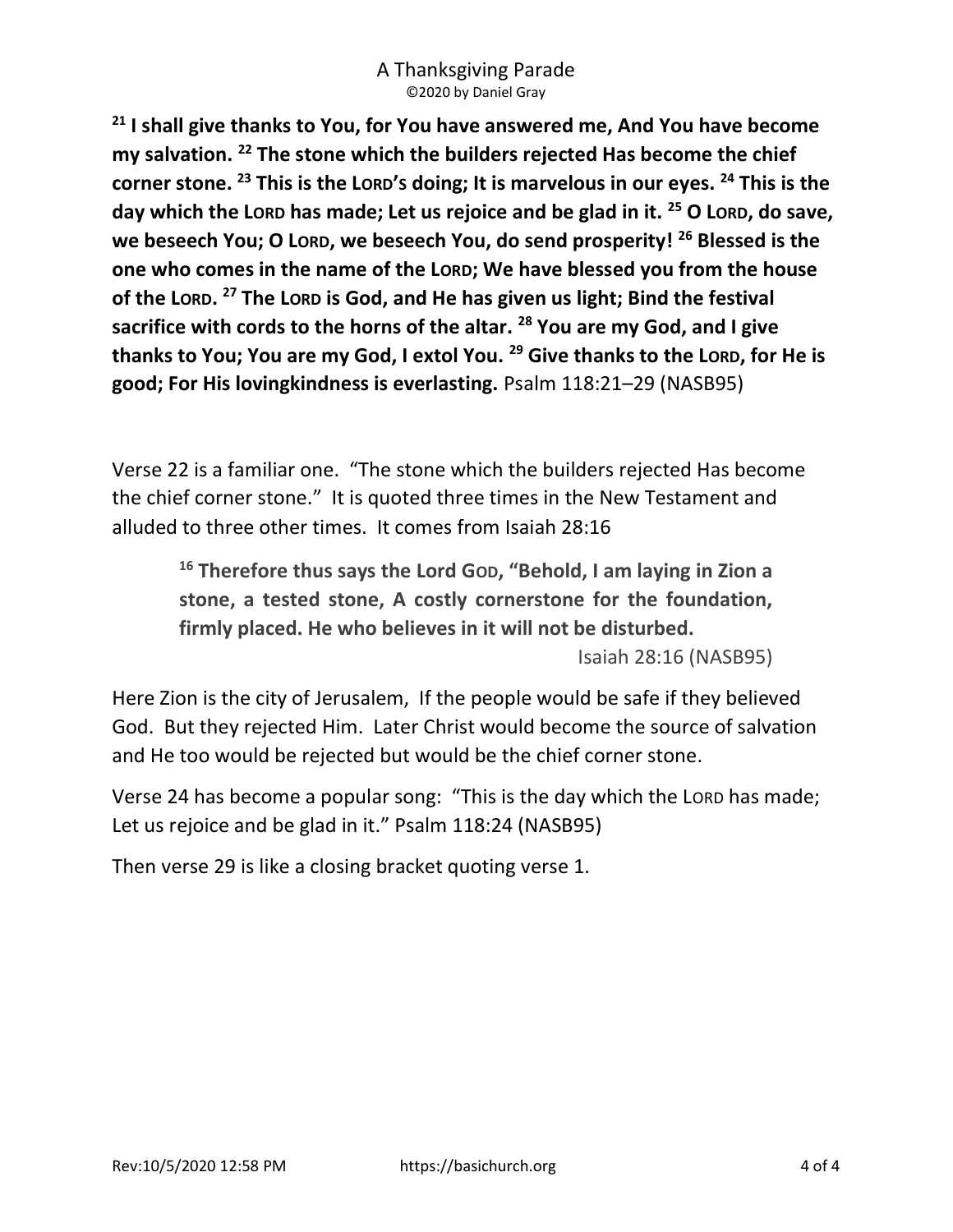**[21] I shall give thanks to You, for You have answered me, And You have become my salvation. [22] The stone which the builders rejected Has become the chief corner stone. [23] This is the LORD'S doing; It is marvelous in our eyes. [24] This is the day which the LORD has made; Let us rejoice and be glad in it. [25] O LORD, do save, we beseech You; O LORD, we beseech You, do send prosperity! [26] Blessed is the one who comes in the name of the LORD; We have blessed you from the house of the LORD. [27] The LORD is God, and He has given us light; Bind the festival sacrifice with cords to the horns of the altar. [28] You are my God, and I give thanks to You; You are my God, I extol You. [29] Give thanks to the LORD, for He is good; For His lovingkindness is everlasting.** Psalm 118:21–29 (NASB95)

Verse 22 is a familiar one. "The stone which the builders rejected Has become the chief corner stone." It is quoted three times in the New Testament and alluded to three other times. It comes from Isaiah 28:16

> **[16] Therefore thus says the Lord GOD, "Behold, I am laying in Zion a stone, a tested stone, A costly cornerstone for the foundation, firmly placed. He who believes in it will not be disturbed.**
>
> Isaiah 28:16 (NASB95)

Here Zion is the city of Jerusalem, If the people would be safe if they believed God. But they rejected Him. Later Christ would become the source of salvation and He too would be rejected but would be the chief corner stone.

Verse 24 has become a popular song: "This is the day which the LORD has made; Let us rejoice and be glad in it." Psalm 118:24 (NASB95)

Then verse 29 is like a closing bracket quoting verse 1.